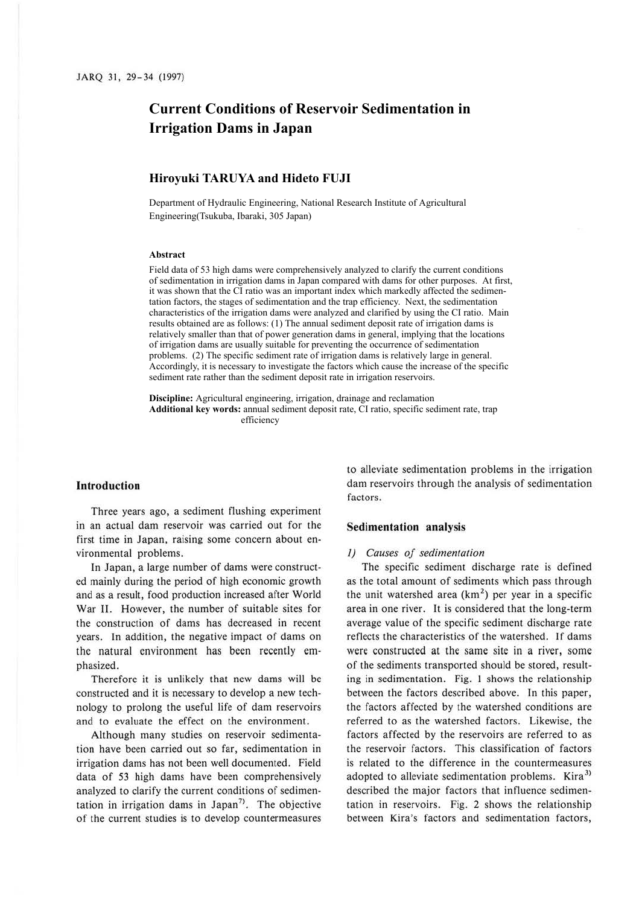# Current Conditions of Reservoir Sedimentation in Irrigation Dams in Japan

## Hiroyuki TARUYA and Hideto FUJI

Department of Hydraulic Engineering, National Research Institute of Agricultural Engineering(Tsukuba, Ibaraki, 305 Japan)

### Abstract

Field data of 53 high dams were comprehensively analyzed to clarify the current conditions of sedimentation in irrigation dams in Japan compared with dams for other purposes. At first, it was shown that the CI ratio was an important index which markedly affected the sedimentation factors, the stages of sedimentation and the trap efficiency. Next, the sedimentation characteristics of the irrigation dams were analyzed and clarified by using the CI ratio. Main results obtained are as follows: (1) The annual sediment deposit rate of irrigation dams is relatively smaller than that of power generation dams in general, implying that the locations of irrigation dams are usually suitable for preventing the occurrence of sedimentation problems. (2) The specific sediment rate of irrigation dams is relatively large in general. Accordingly, it is necessary to investigate the factors which cause the increase of the specific sediment rate rather than the sediment deposit rate in irrigation reservoirs.

**Discipline:** Agricultural engineering, irrigation, drainage and reclamation
**Additional key words:** annual sediment deposit rate, CI ratio, specific sediment rate, trap efficiency

## Introduction

Three years ago, a sediment flushing experiment in an actual dam reservoir was carried out for the first time in Japan, raising some concern about environmental problems.

In Japan, a large number of dams were constructed mainly during the period of high economic growth and as a result, food production increased after World War II. However, the number of suitable sites for the construction of dams has decreased in recent years. In addition, the negative impact of dams on the natural environment has been recently emphasized.

Therefore it is unlikely that new dams will be constructed and it is necessary to develop a new technology to prolong the useful life of dam reservoirs and to evaluate the effect on the environment.

Although many studies on reservoir sedimentation have been carried out so far, sedimentation in irrigation dams has not been well documented. Field data of 53 high dams have been comprehensively analyzed to clarify the current conditions of sedimentation in irrigation dams in Japan[7]. The objective of the current studies is to develop countermeasures to alleviate sedimentation problems in the irrigation dam reservoirs through the analysis of sedimentation factors.

## Sedimentation analysis

### *1) Causes of sedimentation*

The specific sediment discharge rate is defined as the total amount of sediments which pass through the unit watershed area ($km^2$) per year in a specific area in one river. It is considered that the long-term average value of the specific sediment discharge rate reflects the characteristics of the watershed. If dams were constructed at the same site in a river, some of the sediments transported should be stored, resulting in sedimentation. Fig. 1 shows the relationship between the factors described above. In this paper, the factors affected by the watershed conditions are referred to as the watershed factors. Likewise, the factors affected by the reservoirs are referred to as the reservoir factors. This classification of factors is related to the difference in the countermeasures adopted to alleviate sedimentation problems. Kira[3] described the major factors that influence sedimentation in reservoirs. Fig. 2 shows the relationship between Kira's factors and sedimentation factors,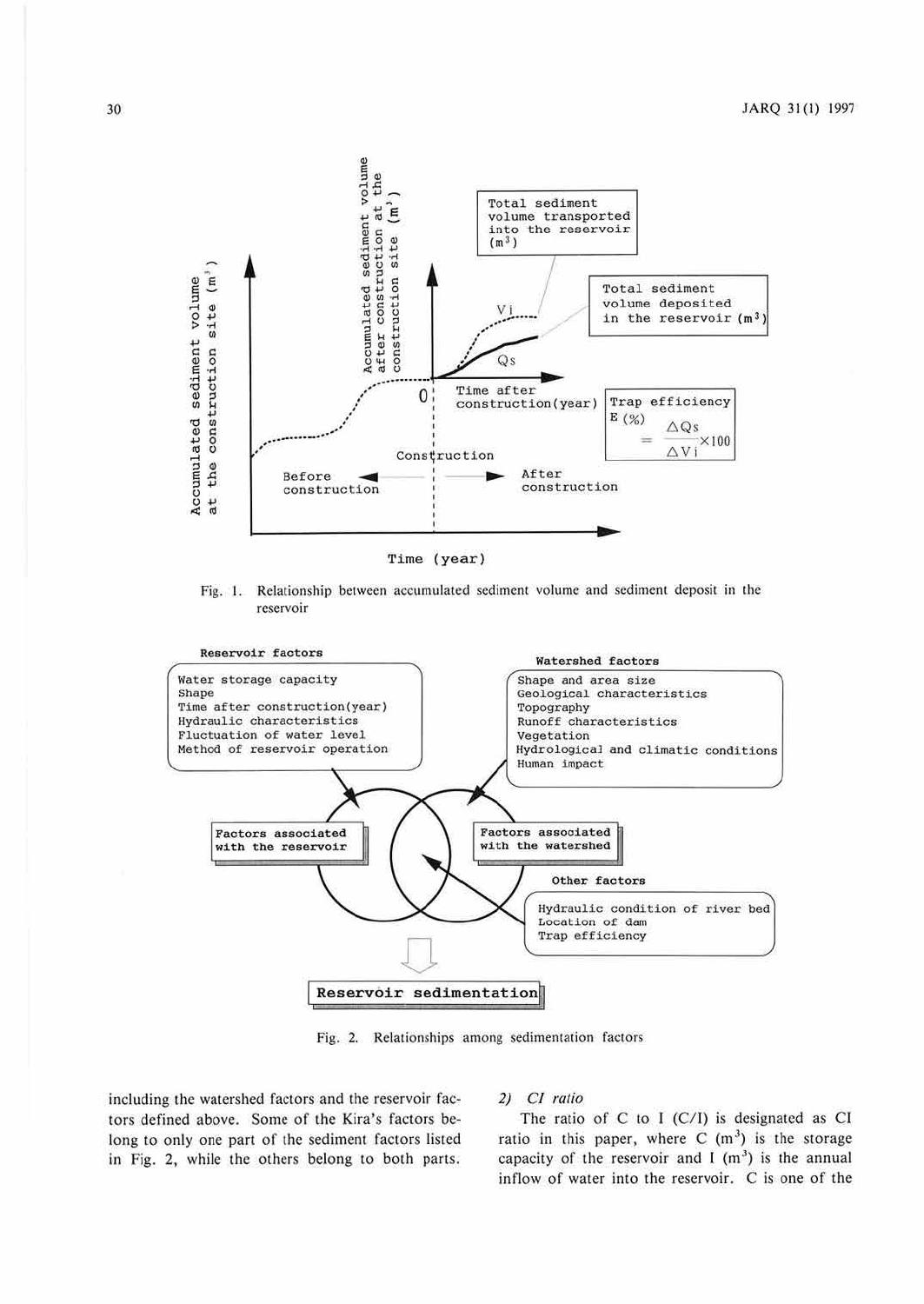Fig. 1. Relationship between accumulated sediment volume and sediment deposit in the reservoir

Fig. 2. Relationships among sedimentation factors

including the watershed factors and the reservoir factors defined above. Some of the Kira's factors belong to only one part of the sediment factors listed in Fig. 2, while the others belong to both parts.

*2) CI ratio*

The ratio of C to I (C/I) is designated as CI ratio in this paper, where C ($m^3$) is the storage capacity of the reservoir and I ($m^3$) is the annual inflow of water into the reservoir. C is one of the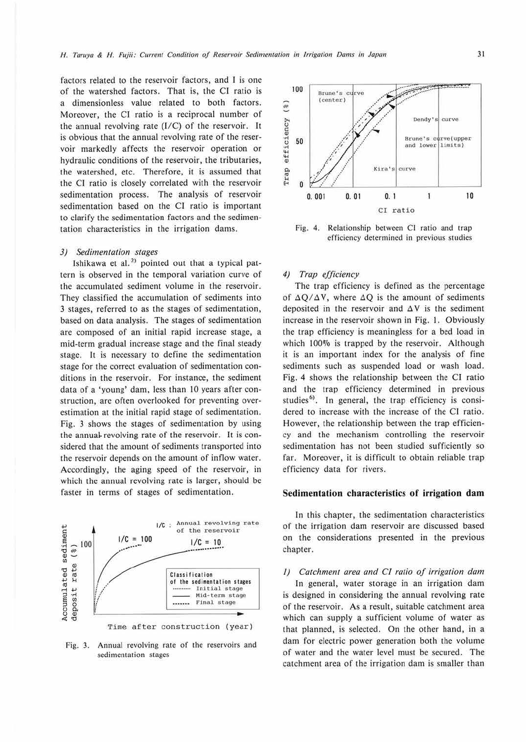factors related to the reservoir factors, and I is one of the watershed factors. That is, the CI ratio is a dimensionless value related to both factors. Moreover, the CI ratio is a reciprocal number of the annual revolving rate (I/C) of the reservoir. It is obvious that the annual revolving rate of the reservoir markedly affects the reservoir operation or hydraulic conditions of the reservoir, the tributaries, the watershed, etc. Therefore, it is assumed that the CI ratio is closely correlated with the reservoir sedimentation process. The analysis of reservoir sedimentation based on the CI ratio is important to clarify the sedimentation factors and the sedimentation characteristics in the irrigation dams.

*3) Sedimentation stages*

Ishikawa et al.[2] pointed out that a typical pattern is observed in the temporal variation curve of the accumulated sediment volume in the reservoir. They classified the accumulation of sediments into 3 stages, referred to as the stages of sedimentation, based on data analysis. The stages of sedimentation are composed of an initial rapid increase stage, a mid-term gradual increase stage and the final steady stage. It is necessary to define the sedimentation stage for the correct evaluation of sedimentation conditions in the reservoir. For instance, the sediment data of a 'young' dam, less than 10 years after construction, are often overlooked for preventing overestimation at the initial rapid stage of sedimentation. Fig. 3 shows the stages of sedimentation by using the annual-revolving rate of the reservoir. It is considered that the amount of sediments transported into the reservoir depends on the amount of inflow water. Accordingly, the aging speed of the reservoir, in which the annual revolving rate is larger, should be faster in terms of stages of sedimentation.

Fig. 3. Annual revolving rate of the reservoirs and sedimentation stages

Fig. 4. Relationship between CI ratio and trap efficiency determined in previous studies

*4) Trap efficiency*

The trap efficiency is defined as the percentage of $\Delta Q/\Delta V$, where $\Delta Q$ is the amount of sediments deposited in the reservoir and $\Delta V$ is the sediment increase in the reservoir shown in Fig. 1. Obviously the trap efficiency is meaningless for a bed load in which 100% is trapped by the reservoir. Although it is an important index for the analysis of fine sediments such as suspended load or wash load. Fig. 4 shows the relationship between the CI ratio and the trap efficiency determined in previous studies[6]. In general, the trap efficiency is considered to increase with the increase of the CI ratio. However, the relationship between the trap efficiency and the mechanism controlling the reservoir sedimentation has not been studied sufficiently so far. Moreover, it is difficult to obtain reliable trap efficiency data for rivers.

## Sedimentation characteristics of irrigation dam

In this chapter, the sedimentation characteristics of the irrigation dam reservoir are discussed based on the considerations presented in the previous chapter.

*1) Catchment area and CI ratio of irrigation dam*

In general, water storage in an irrigation dam is designed in considering the annual revolving rate of the reservoir. As a result, suitable catchment area which can supply a sufficient volume of water as that planned, is selected. On the other hand, in a dam for electric power generation both the volume of water and the water level must be secured. The catchment area of the irrigation dam is smaller than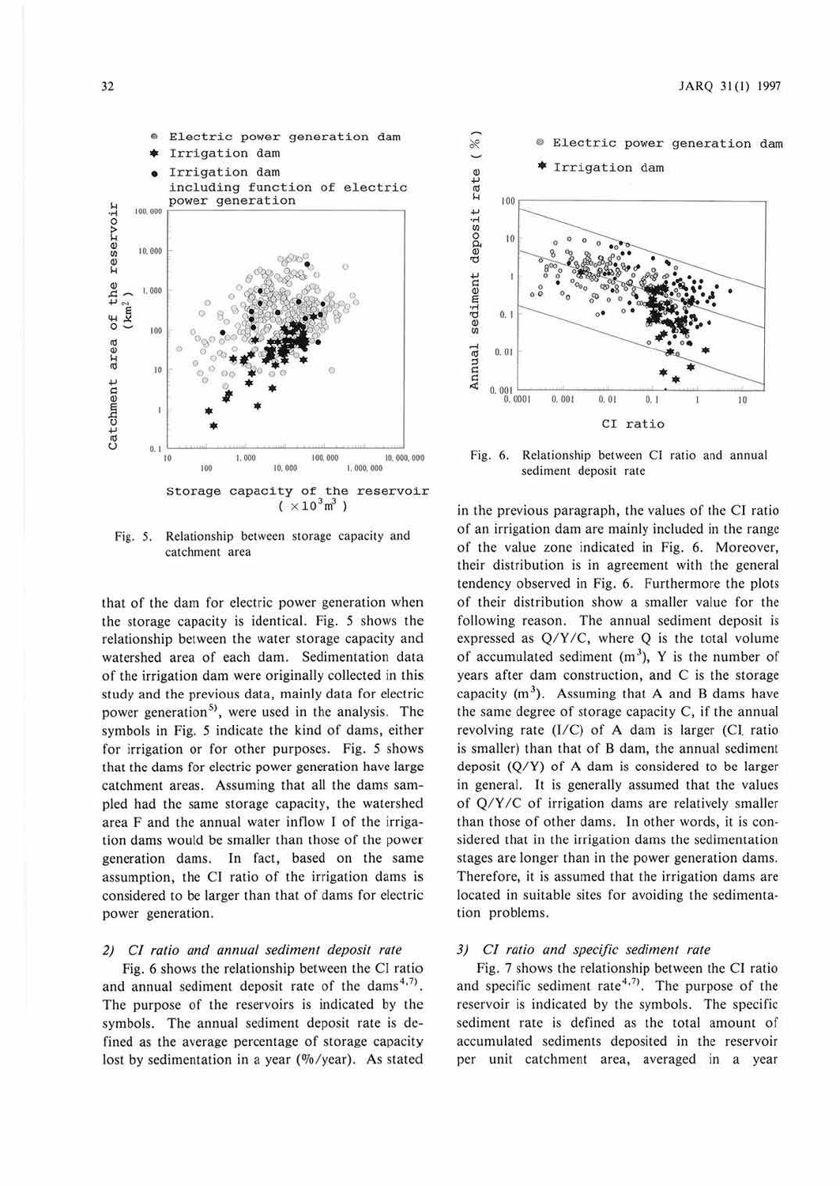Fig. 5. Relationship between storage capacity and catchment area

that of the dam for electric power generation when the storage capacity is identical. Fig. 5 shows the relationship between the water storage capacity and watershed area of each dam. Sedimentation data of the irrigation dam were originally collected in this study and the previous data, mainly data for electric power generation[5], were used in the analysis. The symbols in Fig. 5 indicate the kind of dams, either for irrigation or for other purposes. Fig. 5 shows that the dams for electric power generation have large catchment areas. Assuming that all the dams sampled had the same storage capacity, the watershed area F and the annual water inflow I of the irrigation dams would be smaller than those of the power generation dams. In fact, based on the same assumption, the CI ratio of the irrigation dams is considered to be larger than that of dams for electric power generation.

### 2) *CI ratio and annual sediment deposit rate*

Fig. 6 shows the relationship between the CI ratio and annual sediment deposit rate of the dams[4,7]. The purpose of the reservoirs is indicated by the symbols. The annual sediment deposit rate is defined as the average percentage of storage capacity lost by sedimentation in a year (%/year). As stated in the previous paragraph, the values of the CI ratio of an irrigation dam are mainly included in the range of the value zone indicated in Fig. 6. Moreover, their distribution is in agreement with the general tendency observed in Fig. 6. Furthermore the plots of their distribution show a smaller value for the following reason. The annual sediment deposit is expressed as $Q/Y/C$, where Q is the total volume of accumulated sediment ($m^3$), Y is the number of years after dam construction, and C is the storage capacity ($m^3$). Assuming that A and B dams have the same degree of storage capacity C, if the annual revolving rate ($I/C$) of A dam is larger (CI ratio is smaller) than that of B dam, the annual sediment deposit ($Q/Y$) of A dam is considered to be larger in general. It is generally assumed that the values of $Q/Y/C$ of irrigation dams are relatively smaller than those of other dams. In other words, it is considered that in the irrigation dams the sedimentation stages are longer than in the power generation dams. Therefore, it is assumed that the irrigation dams are located in suitable sites for avoiding the sedimentation problems.

Fig. 6. Relationship between CI ratio and annual sediment deposit rate

### 3) *CI ratio and specific sediment rate*

Fig. 7 shows the relationship between the CI ratio and specific sediment rate[4,7]. The purpose of the reservoir is indicated by the symbols. The specific sediment rate is defined as the total amount of accumulated sediments deposited in the reservoir per unit catchment area, averaged in a year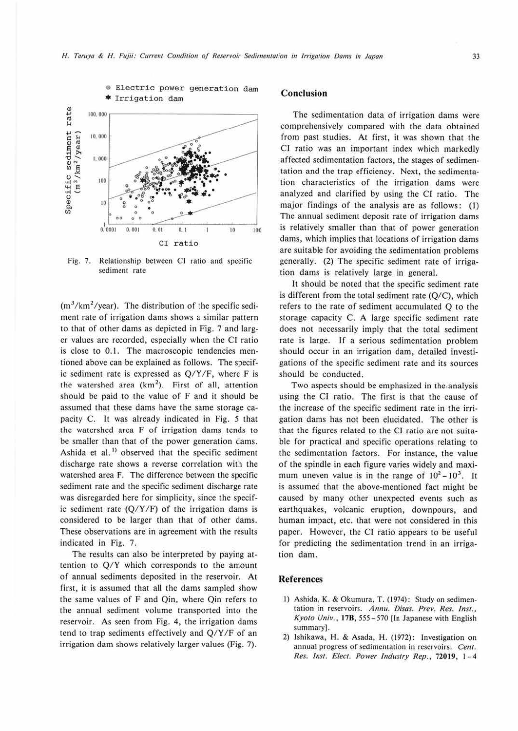Fig. 7. Relationship between CI ratio and specific sediment rate

($m^3/km^2/year$). The distribution of the specific sediment rate of irrigation dams shows a similar pattern to that of other dams as depicted in Fig. 7 and larger values are recorded, especially when the CI ratio is close to 0.1. The macroscopic tendencies mentioned above can be explained as follows. The specific sediment rate is expressed as Q/Y/F, where F is the watershed area ($km^2$). First of all, attention should be paid to the value of F and it should be assumed that these dams have the same storage capacity C. It was already indicated in Fig. 5 that the watershed area F of irrigation dams tends to be smaller than that of the power generation dams. Ashida et al.[1] observed that the specific sediment discharge rate shows a reverse correlation with the watershed area F. The difference between the specific sediment rate and the specific sediment discharge rate was disregarded here for simplicity, since the specific sediment rate (Q/Y/F) of the irrigation dams is considered to be larger than that of other dams. These observations are in agreement with the results indicated in Fig. 7.

The results can also be interpreted by paying attention to Q/Y which corresponds to the amount of annual sediments deposited in the reservoir. At first, it is assumed that all the dams sampled show the same values of F and Qin, where Qin refers to the annual sediment volume transported into the reservoir. As seen from Fig. 4, the irrigation dams tend to trap sediments effectively and Q/Y/F of an irrigation dam shows relatively larger values (Fig. 7).

## Conclusion

The sedimentation data of irrigation dams were comprehensively compared with the data obtained from past studies. At first, it was shown that the CI ratio was an important index which markedly affected sedimentation factors, the stages of sedimentation and the trap efficiency. Next, the sedimentation characteristics of the irrigation dams were analyzed and clarified by using the CI ratio. The major findings of the analysis are as follows: (1) The annual sediment deposit rate of irrigation dams is relatively smaller than that of power generation dams, which implies that locations of irrigation dams are suitable for avoiding the sedimentation problems generally. (2) The specific sediment rate of irrigation dams is relatively large in general.

It should be noted that the specific sediment rate is different from the total sediment rate (Q/C), which refers to the rate of sediment accumulated Q to the storage capacity C. A large specific sediment rate does not necessarily imply that the total sediment rate is large. If a serious sedimentation problem should occur in an irrigation dam, detailed investigations of the specific sediment rate and its sources should be conducted.

Two aspects should be emphasized in the analysis using the CI ratio. The first is that the cause of the increase of the specific sediment rate in the irrigation dams has not been elucidated. The other is that the figures related to the CI ratio are not suitable for practical and specific operations relating to the sedimentation factors. For instance, the value of the spindle in each figure varies widely and maximum uneven value is in the range of $10^2-10^3$. It is assumed that the above-mentioned fact might be caused by many other unexpected events such as earthquakes, volcanic eruption, downpours, and human impact, etc. that were not considered in this paper. However, the CI ratio appears to be useful for predicting the sedimentation trend in an irrigation dam.

## References

1) Ashida, K. & Okumura, T. (1974): Study on sedimentation in reservoirs. *Annu. Disas. Prev. Res. Inst., Kyoto Univ.*, **17B**, 555–570 [In Japanese with English summary].
2) Ishikawa, H. & Asada, H. (1972): Investigation on annual progress of sedimentation in reservoirs. *Cent. Res. Inst. Elect. Power Industry Rep.*, **72019**, 1–4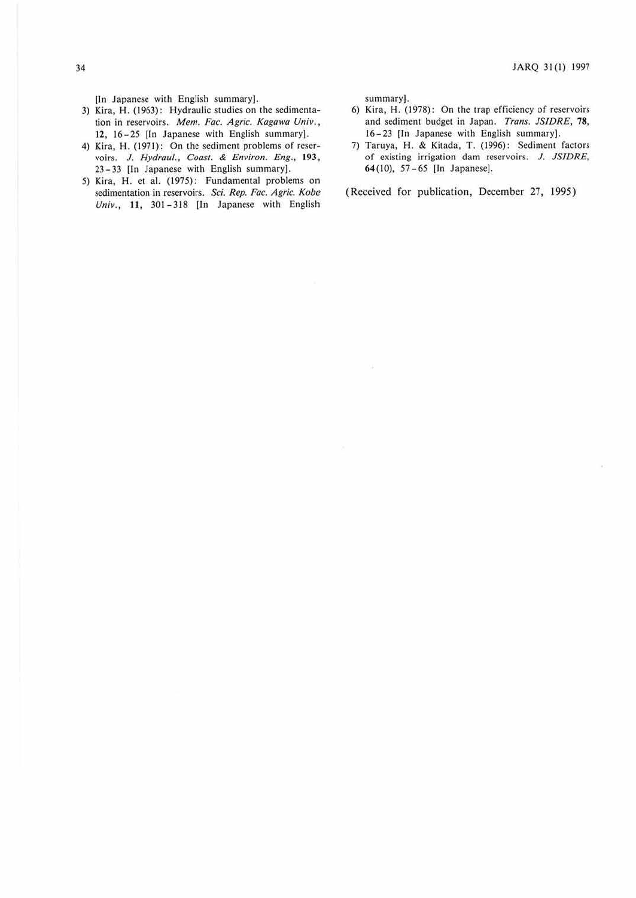[In Japanese with English summary].

3) Kira, H. (1963): Hydraulic studies on the sedimentation in reservoirs. *Mem. Fac. Agric. Kagawa Univ.*, **12**, 16–25 [In Japanese with English summary].
4) Kira, H. (1971): On the sediment problems of reservoirs. *J. Hydraul., Coast. & Environ. Eng.*, **193**, 23–33 [In Japanese with English summary].
5) Kira, H. et al. (1975): Fundamental problems on sedimentation in reservoirs. *Sci. Rep. Fac. Agric. Kobe Univ.*, **11**, 301–318 [In Japanese with English summary].
6) Kira, H. (1978): On the trap efficiency of reservoirs and sediment budget in Japan. *Trans. JSIDRE*, **78**, 16–23 [In Japanese with English summary].
7) Taruya, H. & Kitada, T. (1996): Sediment factors of existing irrigation dam reservoirs. *J. JSIDRE*, **64**(10), 57–65 [In Japanese].

(Received for publication, December 27, 1995)